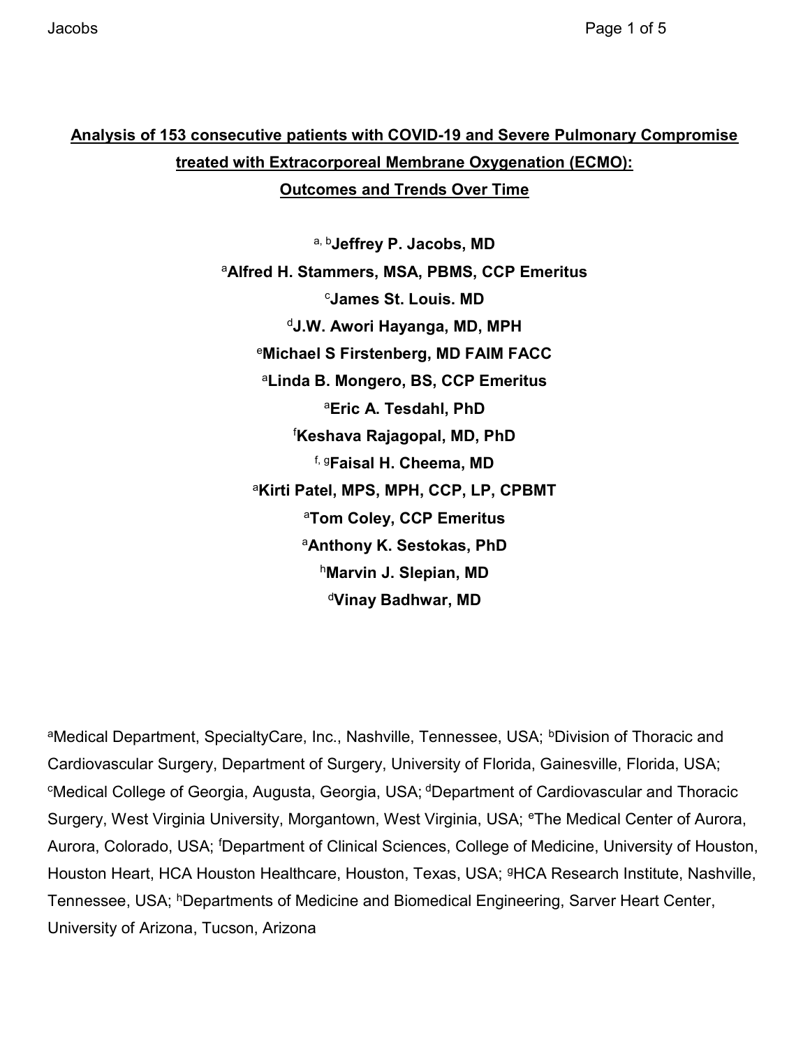# Analysis of 153 consecutive patients with COVID-19 and Severe Pulmonary Compromise treated with Extracorporeal Membrane Oxygenation (ECMO): Outcomes and Trends Over Time

[a, b]**Jeffrey P. Jacobs, MD**

[a]**Alfred H. Stammers, MSA, PBMS, CCP Emeritus**

[c]**James St. Louis. MD**

[d]**J.W. Awori Hayanga, MD, MPH**

[e]**Michael S Firstenberg, MD FAIM FACC**

[a]**Linda B. Mongero, BS, CCP Emeritus**

[a]**Eric A. Tesdahl, PhD**

[f]**Keshava Rajagopal, MD, PhD**

[f, g]**Faisal H. Cheema, MD**

[a]**Kirti Patel, MPS, MPH, CCP, LP, CPBMT**

[a]**Tom Coley, CCP Emeritus**

[a]**Anthony K. Sestokas, PhD**

[h]**Marvin J. Slepian, MD**

[d]**Vinay Badhwar, MD**

[a]Medical Department, SpecialtyCare, Inc., Nashville, Tennessee, USA; [b]Division of Thoracic and Cardiovascular Surgery, Department of Surgery, University of Florida, Gainesville, Florida, USA; [c]Medical College of Georgia, Augusta, Georgia, USA; [d]Department of Cardiovascular and Thoracic Surgery, West Virginia University, Morgantown, West Virginia, USA; [e]The Medical Center of Aurora, Aurora, Colorado, USA; [f]Department of Clinical Sciences, College of Medicine, University of Houston, Houston Heart, HCA Houston Healthcare, Houston, Texas, USA; [g]HCA Research Institute, Nashville, Tennessee, USA; [h]Departments of Medicine and Biomedical Engineering, Sarver Heart Center, University of Arizona, Tucson, Arizona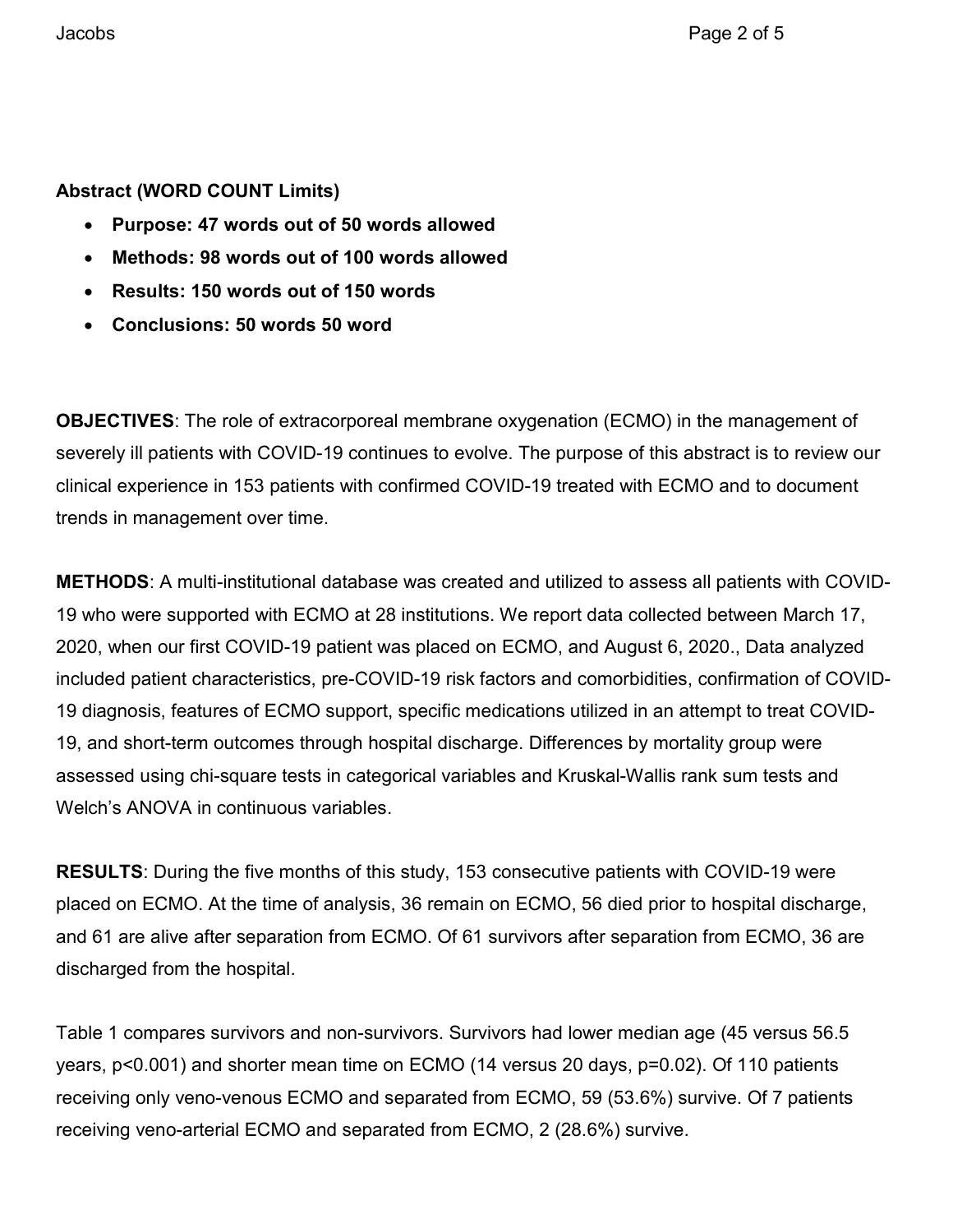**Abstract (WORD COUNT Limits)**

- **Purpose: 47 words out of 50 words allowed**
- **Methods: 98 words out of 100 words allowed**
- **Results: 150 words out of 150 words**
- **Conclusions: 50 words 50 word**

**OBJECTIVES**: The role of extracorporeal membrane oxygenation (ECMO) in the management of severely ill patients with COVID-19 continues to evolve. The purpose of this abstract is to review our clinical experience in 153 patients with confirmed COVID-19 treated with ECMO and to document trends in management over time.

**METHODS**: A multi-institutional database was created and utilized to assess all patients with COVID-19 who were supported with ECMO at 28 institutions. We report data collected between March 17, 2020, when our first COVID-19 patient was placed on ECMO, and August 6, 2020., Data analyzed included patient characteristics, pre-COVID-19 risk factors and comorbidities, confirmation of COVID-19 diagnosis, features of ECMO support, specific medications utilized in an attempt to treat COVID-19, and short-term outcomes through hospital discharge. Differences by mortality group were assessed using chi-square tests in categorical variables and Kruskal-Wallis rank sum tests and Welch's ANOVA in continuous variables.

**RESULTS**: During the five months of this study, 153 consecutive patients with COVID-19 were placed on ECMO. At the time of analysis, 36 remain on ECMO, 56 died prior to hospital discharge, and 61 are alive after separation from ECMO. Of 61 survivors after separation from ECMO, 36 are discharged from the hospital.

Table 1 compares survivors and non-survivors. Survivors had lower median age (45 versus 56.5 years, $p<0.001$) and shorter mean time on ECMO (14 versus 20 days, $p=0.02$). Of 110 patients receiving only veno-venous ECMO and separated from ECMO, 59 (53.6%) survive. Of 7 patients receiving veno-arterial ECMO and separated from ECMO, 2 (28.6%) survive.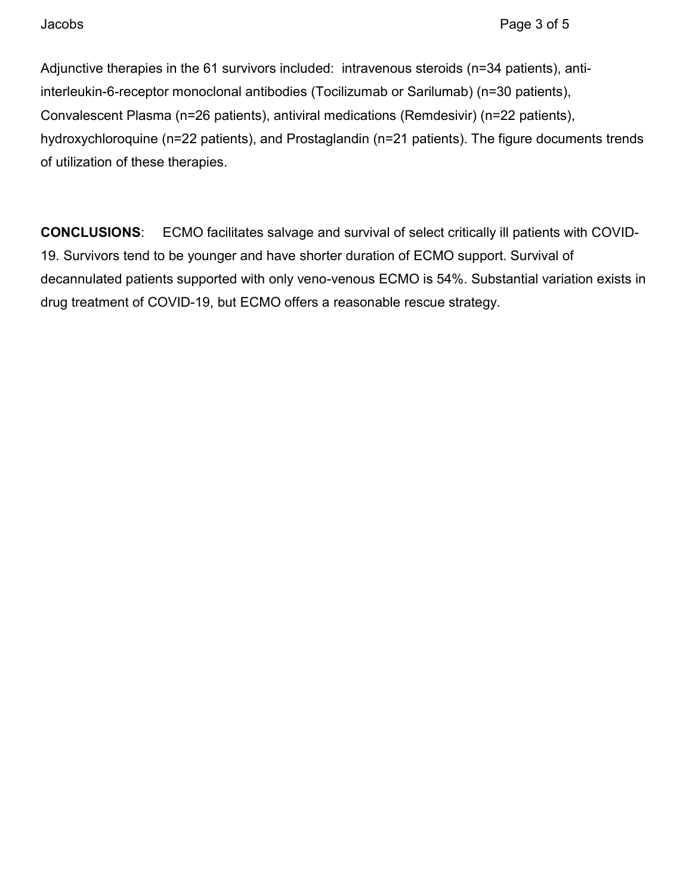Adjunctive therapies in the 61 survivors included: intravenous steroids (n=34 patients), anti-interleukin-6-receptor monoclonal antibodies (Tocilizumab or Sarilumab) (n=30 patients), Convalescent Plasma (n=26 patients), antiviral medications (Remdesivir) (n=22 patients), hydroxychloroquine (n=22 patients), and Prostaglandin (n=21 patients). The figure documents trends of utilization of these therapies.

**CONCLUSIONS**: ECMO facilitates salvage and survival of select critically ill patients with COVID-19. Survivors tend to be younger and have shorter duration of ECMO support. Survival of decannulated patients supported with only veno-venous ECMO is 54%. Substantial variation exists in drug treatment of COVID-19, but ECMO offers a reasonable rescue strategy.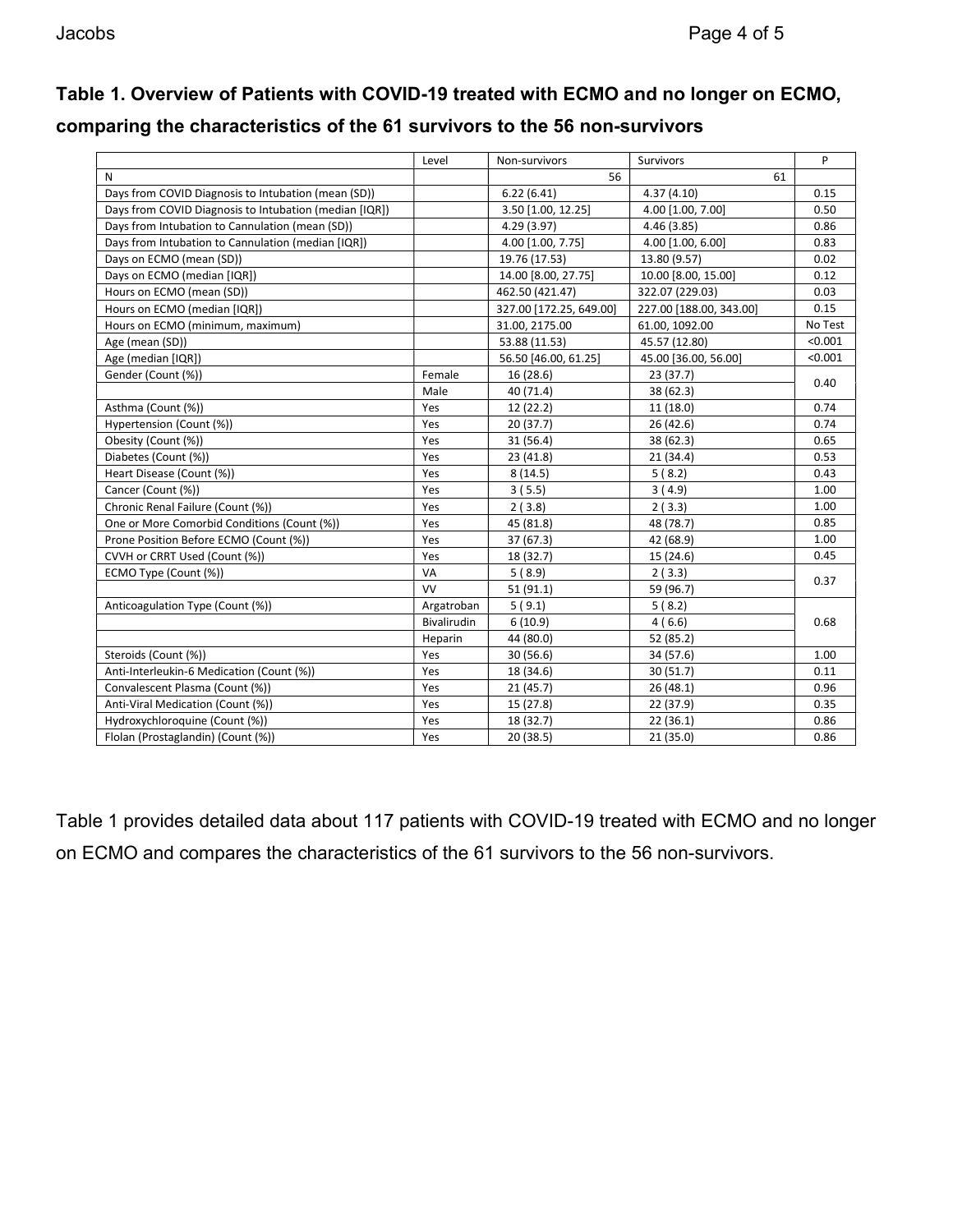**Table 1. Overview of Patients with COVID-19 treated with ECMO and no longer on ECMO, comparing the characteristics of the 61 survivors to the 56 non-survivors**

| | Level | Non-survivors | Survivors | P |
|---|---|---|---|---|
| N | | 56 | 61 | |
| Days from COVID Diagnosis to Intubation (mean (SD)) | | 6.22 (6.41) | 4.37 (4.10) | 0.15 |
| Days from COVID Diagnosis to Intubation (median [IQR]) | | 3.50 [1.00, 12.25] | 4.00 [1.00, 7.00] | 0.50 |
| Days from Intubation to Cannulation (mean (SD)) | | 4.29 (3.97) | 4.46 (3.85) | 0.86 |
| Days from Intubation to Cannulation (median [IQR]) | | 4.00 [1.00, 7.75] | 4.00 [1.00, 6.00] | 0.83 |
| Days on ECMO (mean (SD)) | | 19.76 (17.53) | 13.80 (9.57) | 0.02 |
| Days on ECMO (median [IQR]) | | 14.00 [8.00, 27.75] | 10.00 [8.00, 15.00] | 0.12 |
| Hours on ECMO (mean (SD)) | | 462.50 (421.47) | 322.07 (229.03) | 0.03 |
| Hours on ECMO (median [IQR]) | | 327.00 [172.25, 649.00] | 227.00 [188.00, 343.00] | 0.15 |
| Hours on ECMO (minimum, maximum) | | 31.00, 2175.00 | 61.00, 1092.00 | No Test |
| Age (mean (SD)) | | 53.88 (11.53) | 45.57 (12.80) | <0.001 |
| Age (median [IQR]) | | 56.50 [46.00, 61.25] | 45.00 [36.00, 56.00] | <0.001 |
| Gender (Count (%)) | Female | 16 (28.6) | 23 (37.7) | 0.40 |
| | Male | 40 (71.4) | 38 (62.3) | |
| Asthma (Count (%)) | Yes | 12 (22.2) | 11 (18.0) | 0.74 |
| Hypertension (Count (%)) | Yes | 20 (37.7) | 26 (42.6) | 0.74 |
| Obesity (Count (%)) | Yes | 31 (56.4) | 38 (62.3) | 0.65 |
| Diabetes (Count (%)) | Yes | 23 (41.8) | 21 (34.4) | 0.53 |
| Heart Disease (Count (%)) | Yes | 8 (14.5) | 5 ( 8.2) | 0.43 |
| Cancer (Count (%)) | Yes | 3 ( 5.5) | 3 ( 4.9) | 1.00 |
| Chronic Renal Failure (Count (%)) | Yes | 2 ( 3.8) | 2 ( 3.3) | 1.00 |
| One or More Comorbid Conditions (Count (%)) | Yes | 45 (81.8) | 48 (78.7) | 0.85 |
| Prone Position Before ECMO (Count (%)) | Yes | 37 (67.3) | 42 (68.9) | 1.00 |
| CVVH or CRRT Used (Count (%)) | Yes | 18 (32.7) | 15 (24.6) | 0.45 |
| ECMO Type (Count (%)) | VA | 5 ( 8.9) | 2 ( 3.3) | 0.37 |
| | VV | 51 (91.1) | 59 (96.7) | |
| Anticoagulation Type (Count (%)) | Argatroban | 5 ( 9.1) | 5 ( 8.2) | 0.68 |
| | Bivalirudin | 6 (10.9) | 4 ( 6.6) | |
| | Heparin | 44 (80.0) | 52 (85.2) | |
| Steroids (Count (%)) | Yes | 30 (56.6) | 34 (57.6) | 1.00 |
| Anti-Interleukin-6 Medication (Count (%)) | Yes | 18 (34.6) | 30 (51.7) | 0.11 |
| Convalescent Plasma (Count (%)) | Yes | 21 (45.7) | 26 (48.1) | 0.96 |
| Anti-Viral Medication (Count (%)) | Yes | 15 (27.8) | 22 (37.9) | 0.35 |
| Hydroxychloroquine (Count (%)) | Yes | 18 (32.7) | 22 (36.1) | 0.86 |
| Flolan (Prostaglandin) (Count (%)) | Yes | 20 (38.5) | 21 (35.0) | 0.86 |

Table 1 provides detailed data about 117 patients with COVID-19 treated with ECMO and no longer on ECMO and compares the characteristics of the 61 survivors to the 56 non-survivors.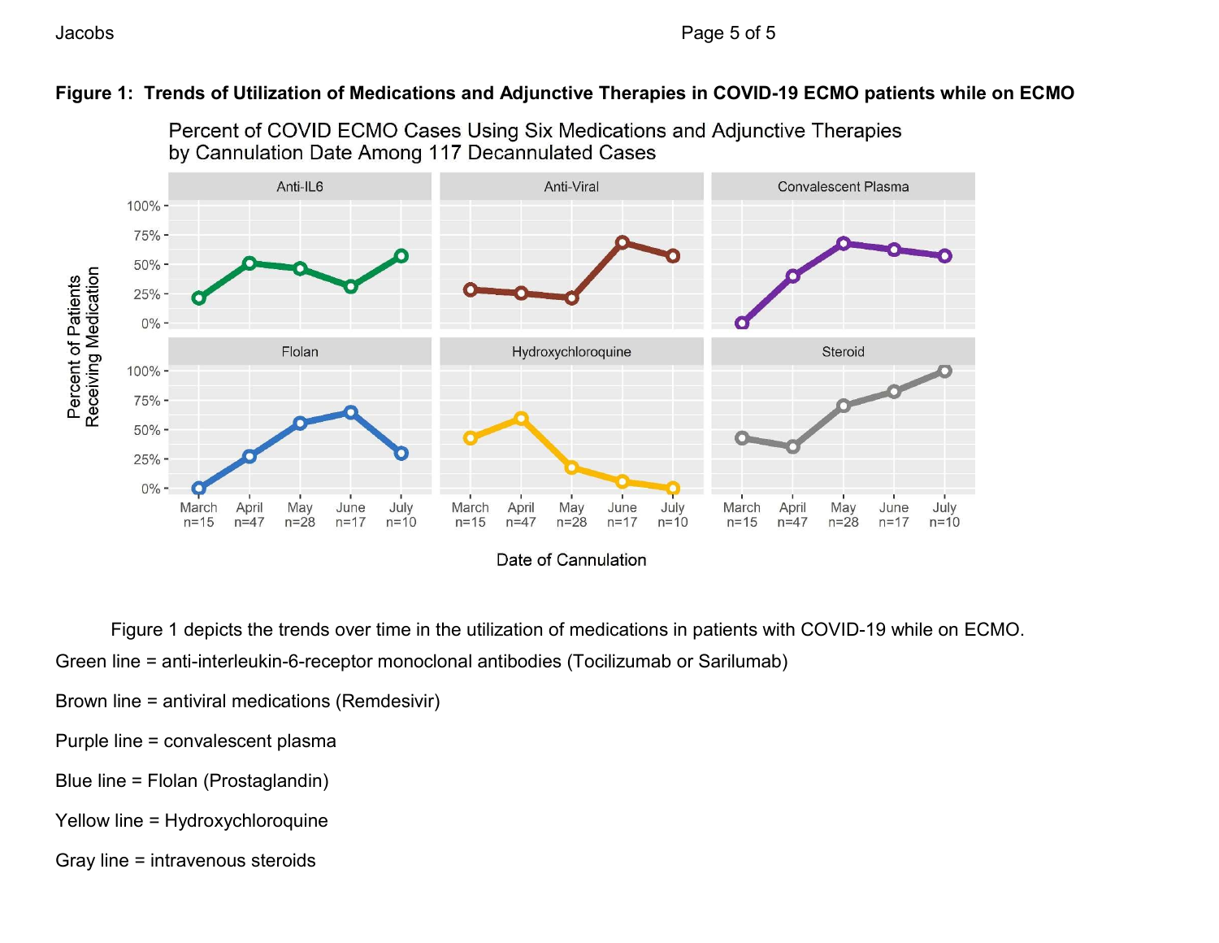**Figure 1: Trends of Utilization of Medications and Adjunctive Therapies in COVID-19 ECMO patients while on ECMO**

Percent of COVID ECMO Cases Using Six Medications and Adjunctive Therapies by Cannulation Date Among 117 Decannulated Cases

Anti-IL6

Anti-Viral

Convalescent Plasma

Flolan

Hydroxychloroquine

Steroid

Percent of Patients Receiving Medication

100%

75%

50%

25%

0%

March n=15

April n=47

May n=28

June n=17

July n=10

Date of Cannulation

Figure 1 depicts the trends over time in the utilization of medications in patients with COVID-19 while on ECMO.

Green line = anti-interleukin-6-receptor monoclonal antibodies (Tocilizumab or Sarilumab)

Brown line = antiviral medications (Remdesivir)

Purple line = convalescent plasma

Blue line = Flolan (Prostaglandin)

Yellow line = Hydroxychloroquine

Gray line = intravenous steroids